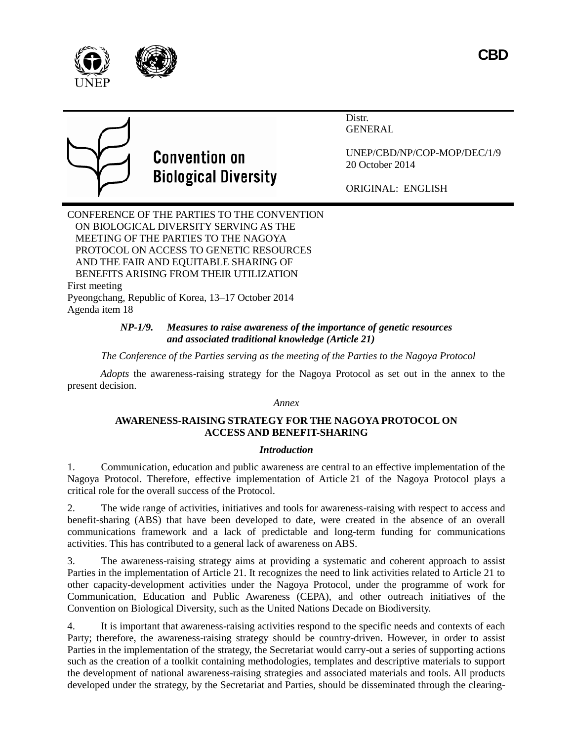CBD

Convention on Biological Diversity

Distr.
GENERAL

UNEP/CBD/NP/COP-MOP/DEC/1/9
20 October 2014

ORIGINAL: ENGLISH

CONFERENCE OF THE PARTIES TO THE CONVENTION ON BIOLOGICAL DIVERSITY SERVING AS THE MEETING OF THE PARTIES TO THE NAGOYA PROTOCOL ON ACCESS TO GENETIC RESOURCES AND THE FAIR AND EQUITABLE SHARING OF BENEFITS ARISING FROM THEIR UTILIZATION
First meeting
Pyeongchang, Republic of Korea, 13–17 October 2014
Agenda item 18

***NP-1/9. Measures to raise awareness of the importance of genetic resources and associated traditional knowledge (Article 21)***

*The Conference of the Parties serving as the meeting of the Parties to the Nagoya Protocol*

*Adopts* the awareness-raising strategy for the Nagoya Protocol as set out in the annex to the present decision.

*Annex*

**AWARENESS-RAISING STRATEGY FOR THE NAGOYA PROTOCOL ON ACCESS AND BENEFIT-SHARING**

***Introduction***

1. Communication, education and public awareness are central to an effective implementation of the Nagoya Protocol. Therefore, effective implementation of Article 21 of the Nagoya Protocol plays a critical role for the overall success of the Protocol.

2. The wide range of activities, initiatives and tools for awareness-raising with respect to access and benefit-sharing (ABS) that have been developed to date, were created in the absence of an overall communications framework and a lack of predictable and long-term funding for communications activities. This has contributed to a general lack of awareness on ABS.

3. The awareness-raising strategy aims at providing a systematic and coherent approach to assist Parties in the implementation of Article 21. It recognizes the need to link activities related to Article 21 to other capacity-development activities under the Nagoya Protocol, under the programme of work for Communication, Education and Public Awareness (CEPA), and other outreach initiatives of the Convention on Biological Diversity, such as the United Nations Decade on Biodiversity.

4. It is important that awareness-raising activities respond to the specific needs and contexts of each Party; therefore, the awareness-raising strategy should be country-driven. However, in order to assist Parties in the implementation of the strategy, the Secretariat would carry-out a series of supporting actions such as the creation of a toolkit containing methodologies, templates and descriptive materials to support the development of national awareness-raising strategies and associated materials and tools. All products developed under the strategy, by the Secretariat and Parties, should be disseminated through the clearing-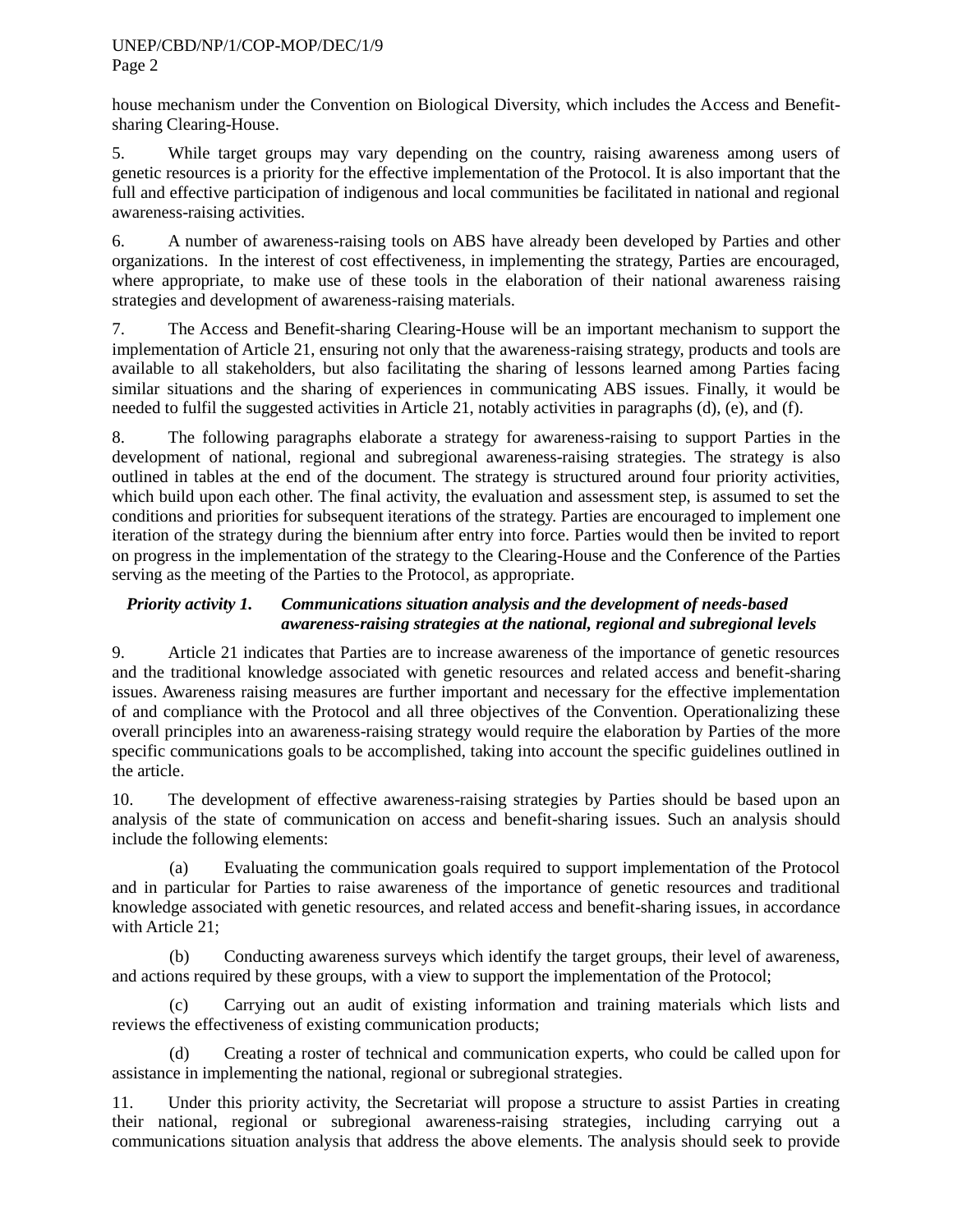house mechanism under the Convention on Biological Diversity, which includes the Access and Benefit-sharing Clearing-House.

5. While target groups may vary depending on the country, raising awareness among users of genetic resources is a priority for the effective implementation of the Protocol. It is also important that the full and effective participation of indigenous and local communities be facilitated in national and regional awareness-raising activities.

6. A number of awareness-raising tools on ABS have already been developed by Parties and other organizations. In the interest of cost effectiveness, in implementing the strategy, Parties are encouraged, where appropriate, to make use of these tools in the elaboration of their national awareness raising strategies and development of awareness-raising materials.

7. The Access and Benefit-sharing Clearing-House will be an important mechanism to support the implementation of Article 21, ensuring not only that the awareness-raising strategy, products and tools are available to all stakeholders, but also facilitating the sharing of lessons learned among Parties facing similar situations and the sharing of experiences in communicating ABS issues. Finally, it would be needed to fulfil the suggested activities in Article 21, notably activities in paragraphs (d), (e), and (f).

8. The following paragraphs elaborate a strategy for awareness-raising to support Parties in the development of national, regional and subregional awareness-raising strategies. The strategy is also outlined in tables at the end of the document. The strategy is structured around four priority activities, which build upon each other. The final activity, the evaluation and assessment step, is assumed to set the conditions and priorities for subsequent iterations of the strategy. Parties are encouraged to implement one iteration of the strategy during the biennium after entry into force. Parties would then be invited to report on progress in the implementation of the strategy to the Clearing-House and the Conference of the Parties serving as the meeting of the Parties to the Protocol, as appropriate.

***Priority activity 1. Communications situation analysis and the development of needs-based awareness-raising strategies at the national, regional and subregional levels***

9. Article 21 indicates that Parties are to increase awareness of the importance of genetic resources and the traditional knowledge associated with genetic resources and related access and benefit-sharing issues. Awareness raising measures are further important and necessary for the effective implementation of and compliance with the Protocol and all three objectives of the Convention. Operationalizing these overall principles into an awareness-raising strategy would require the elaboration by Parties of the more specific communications goals to be accomplished, taking into account the specific guidelines outlined in the article.

10. The development of effective awareness-raising strategies by Parties should be based upon an analysis of the state of communication on access and benefit-sharing issues. Such an analysis should include the following elements:

(a) Evaluating the communication goals required to support implementation of the Protocol and in particular for Parties to raise awareness of the importance of genetic resources and traditional knowledge associated with genetic resources, and related access and benefit-sharing issues, in accordance with Article 21;

(b) Conducting awareness surveys which identify the target groups, their level of awareness, and actions required by these groups, with a view to support the implementation of the Protocol;

(c) Carrying out an audit of existing information and training materials which lists and reviews the effectiveness of existing communication products;

(d) Creating a roster of technical and communication experts, who could be called upon for assistance in implementing the national, regional or subregional strategies.

11. Under this priority activity, the Secretariat will propose a structure to assist Parties in creating their national, regional or subregional awareness-raising strategies, including carrying out a communications situation analysis that address the above elements. The analysis should seek to provide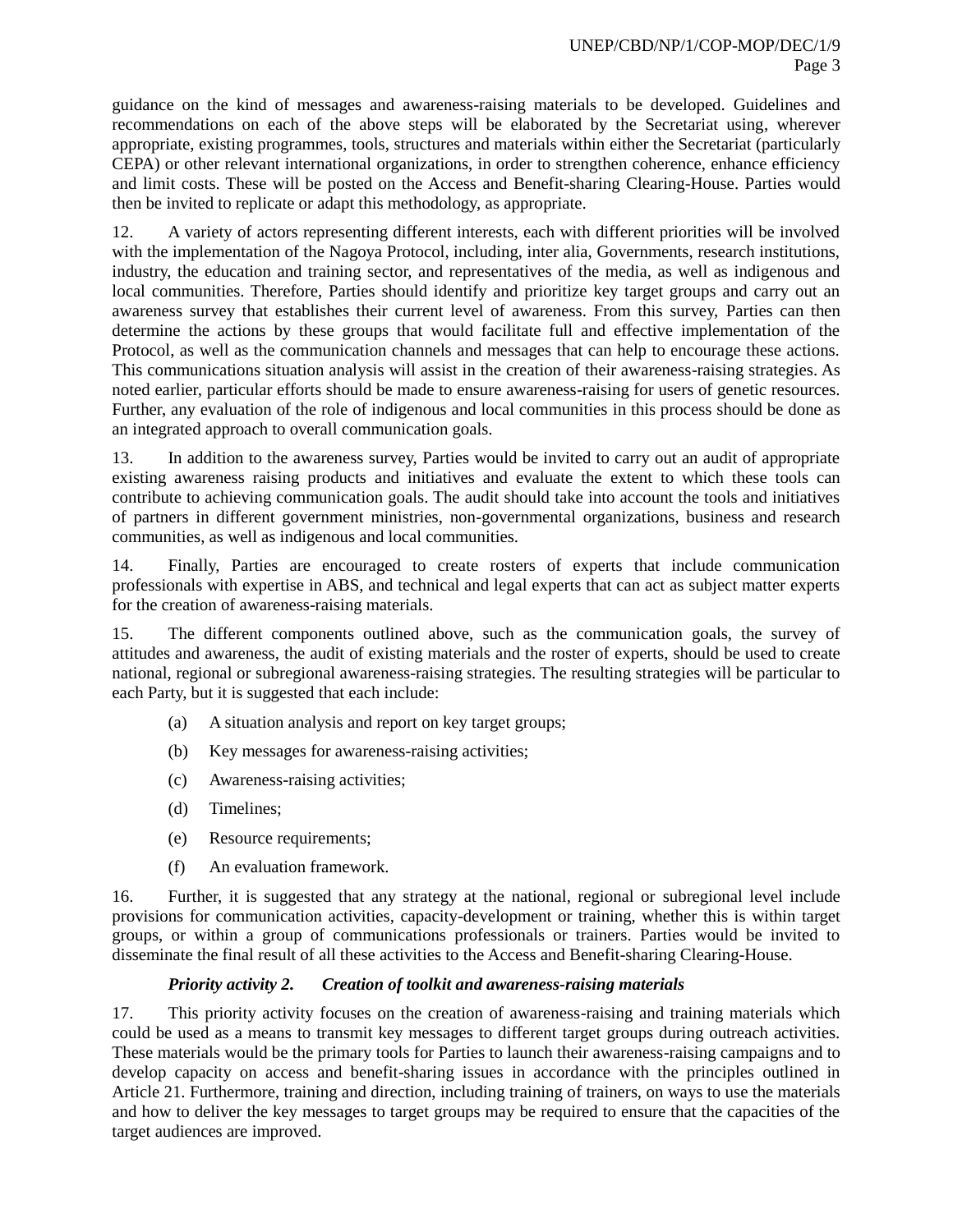guidance on the kind of messages and awareness-raising materials to be developed. Guidelines and recommendations on each of the above steps will be elaborated by the Secretariat using, wherever appropriate, existing programmes, tools, structures and materials within either the Secretariat (particularly CEPA) or other relevant international organizations, in order to strengthen coherence, enhance efficiency and limit costs. These will be posted on the Access and Benefit-sharing Clearing-House. Parties would then be invited to replicate or adapt this methodology, as appropriate.

12. A variety of actors representing different interests, each with different priorities will be involved with the implementation of the Nagoya Protocol, including, inter alia, Governments, research institutions, industry, the education and training sector, and representatives of the media, as well as indigenous and local communities. Therefore, Parties should identify and prioritize key target groups and carry out an awareness survey that establishes their current level of awareness. From this survey, Parties can then determine the actions by these groups that would facilitate full and effective implementation of the Protocol, as well as the communication channels and messages that can help to encourage these actions. This communications situation analysis will assist in the creation of their awareness-raising strategies. As noted earlier, particular efforts should be made to ensure awareness-raising for users of genetic resources. Further, any evaluation of the role of indigenous and local communities in this process should be done as an integrated approach to overall communication goals.

13. In addition to the awareness survey, Parties would be invited to carry out an audit of appropriate existing awareness raising products and initiatives and evaluate the extent to which these tools can contribute to achieving communication goals. The audit should take into account the tools and initiatives of partners in different government ministries, non-governmental organizations, business and research communities, as well as indigenous and local communities.

14. Finally, Parties are encouraged to create rosters of experts that include communication professionals with expertise in ABS, and technical and legal experts that can act as subject matter experts for the creation of awareness-raising materials.

15. The different components outlined above, such as the communication goals, the survey of attitudes and awareness, the audit of existing materials and the roster of experts, should be used to create national, regional or subregional awareness-raising strategies. The resulting strategies will be particular to each Party, but it is suggested that each include:

(a) A situation analysis and report on key target groups;

(b) Key messages for awareness-raising activities;

(c) Awareness-raising activities;

(d) Timelines;

(e) Resource requirements;

(f) An evaluation framework.

16. Further, it is suggested that any strategy at the national, regional or subregional level include provisions for communication activities, capacity-development or training, whether this is within target groups, or within a group of communications professionals or trainers. Parties would be invited to disseminate the final result of all these activities to the Access and Benefit-sharing Clearing-House.

***Priority activity 2. Creation of toolkit and awareness-raising materials***

17. This priority activity focuses on the creation of awareness-raising and training materials which could be used as a means to transmit key messages to different target groups during outreach activities. These materials would be the primary tools for Parties to launch their awareness-raising campaigns and to develop capacity on access and benefit-sharing issues in accordance with the principles outlined in Article 21. Furthermore, training and direction, including training of trainers, on ways to use the materials and how to deliver the key messages to target groups may be required to ensure that the capacities of the target audiences are improved.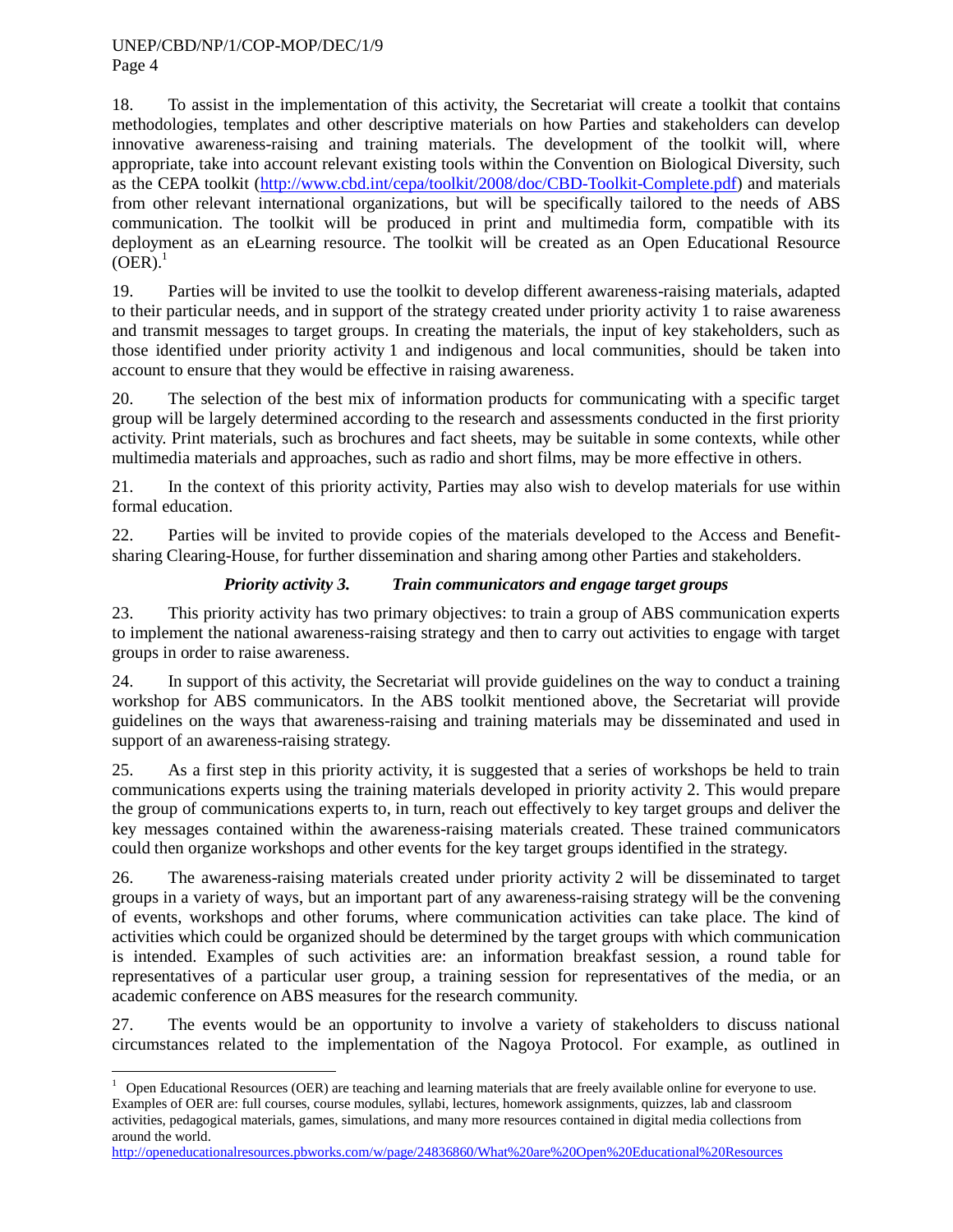18. To assist in the implementation of this activity, the Secretariat will create a toolkit that contains methodologies, templates and other descriptive materials on how Parties and stakeholders can develop innovative awareness-raising and training materials. The development of the toolkit will, where appropriate, take into account relevant existing tools within the Convention on Biological Diversity, such as the CEPA toolkit (http://www.cbd.int/cepa/toolkit/2008/doc/CBD-Toolkit-Complete.pdf) and materials from other relevant international organizations, but will be specifically tailored to the needs of ABS communication. The toolkit will be produced in print and multimedia form, compatible with its deployment as an eLearning resource. The toolkit will be created as an Open Educational Resource (OER).[1]

19. Parties will be invited to use the toolkit to develop different awareness-raising materials, adapted to their particular needs, and in support of the strategy created under priority activity 1 to raise awareness and transmit messages to target groups. In creating the materials, the input of key stakeholders, such as those identified under priority activity 1 and indigenous and local communities, should be taken into account to ensure that they would be effective in raising awareness.

20. The selection of the best mix of information products for communicating with a specific target group will be largely determined according to the research and assessments conducted in the first priority activity. Print materials, such as brochures and fact sheets, may be suitable in some contexts, while other multimedia materials and approaches, such as radio and short films, may be more effective in others.

21. In the context of this priority activity, Parties may also wish to develop materials for use within formal education.

22. Parties will be invited to provide copies of the materials developed to the Access and Benefit-sharing Clearing-House, for further dissemination and sharing among other Parties and stakeholders.

### *Priority activity 3. Train communicators and engage target groups*

23. This priority activity has two primary objectives: to train a group of ABS communication experts to implement the national awareness-raising strategy and then to carry out activities to engage with target groups in order to raise awareness.

24. In support of this activity, the Secretariat will provide guidelines on the way to conduct a training workshop for ABS communicators. In the ABS toolkit mentioned above, the Secretariat will provide guidelines on the ways that awareness-raising and training materials may be disseminated and used in support of an awareness-raising strategy.

25. As a first step in this priority activity, it is suggested that a series of workshops be held to train communications experts using the training materials developed in priority activity 2. This would prepare the group of communications experts to, in turn, reach out effectively to key target groups and deliver the key messages contained within the awareness-raising materials created. These trained communicators could then organize workshops and other events for the key target groups identified in the strategy.

26. The awareness-raising materials created under priority activity 2 will be disseminated to target groups in a variety of ways, but an important part of any awareness-raising strategy will be the convening of events, workshops and other forums, where communication activities can take place. The kind of activities which could be organized should be determined by the target groups with which communication is intended. Examples of such activities are: an information breakfast session, a round table for representatives of a particular user group, a training session for representatives of the media, or an academic conference on ABS measures for the research community.

27. The events would be an opportunity to involve a variety of stakeholders to discuss national circumstances related to the implementation of the Nagoya Protocol. For example, as outlined in

---

[1] Open Educational Resources (OER) are teaching and learning materials that are freely available online for everyone to use. Examples of OER are: full courses, course modules, syllabi, lectures, homework assignments, quizzes, lab and classroom activities, pedagogical materials, games, simulations, and many more resources contained in digital media collections from around the world. http://openeducationalresources.pbworks.com/w/page/24836860/What%20are%20Open%20Educational%20Resources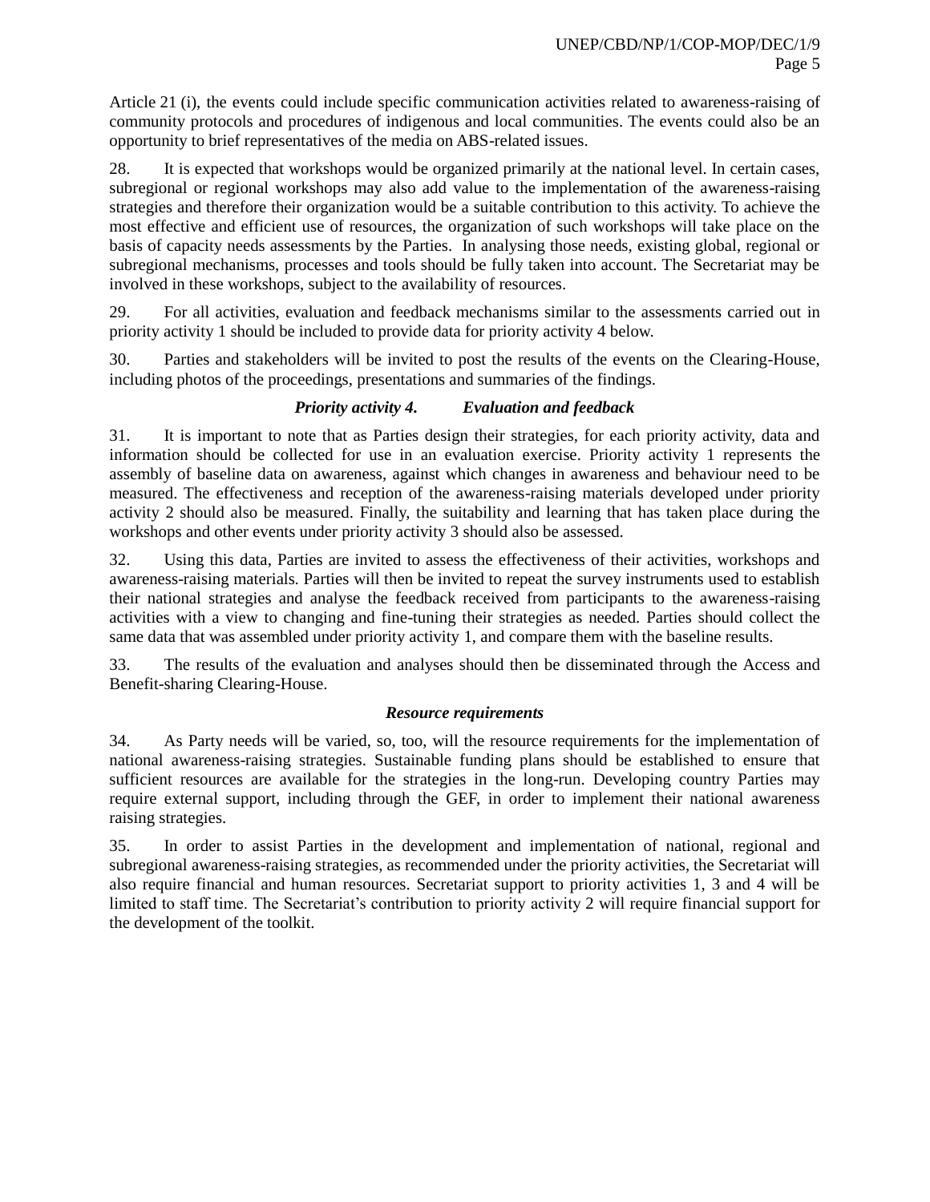Article 21 (i), the events could include specific communication activities related to awareness-raising of community protocols and procedures of indigenous and local communities. The events could also be an opportunity to brief representatives of the media on ABS-related issues.

28. It is expected that workshops would be organized primarily at the national level. In certain cases, subregional or regional workshops may also add value to the implementation of the awareness-raising strategies and therefore their organization would be a suitable contribution to this activity. To achieve the most effective and efficient use of resources, the organization of such workshops will take place on the basis of capacity needs assessments by the Parties. In analysing those needs, existing global, regional or subregional mechanisms, processes and tools should be fully taken into account. The Secretariat may be involved in these workshops, subject to the availability of resources.

29. For all activities, evaluation and feedback mechanisms similar to the assessments carried out in priority activity 1 should be included to provide data for priority activity 4 below.

30. Parties and stakeholders will be invited to post the results of the events on the Clearing-House, including photos of the proceedings, presentations and summaries of the findings.

### *Priority activity 4. Evaluation and feedback*

31. It is important to note that as Parties design their strategies, for each priority activity, data and information should be collected for use in an evaluation exercise. Priority activity 1 represents the assembly of baseline data on awareness, against which changes in awareness and behaviour need to be measured. The effectiveness and reception of the awareness-raising materials developed under priority activity 2 should also be measured. Finally, the suitability and learning that has taken place during the workshops and other events under priority activity 3 should also be assessed.

32. Using this data, Parties are invited to assess the effectiveness of their activities, workshops and awareness-raising materials. Parties will then be invited to repeat the survey instruments used to establish their national strategies and analyse the feedback received from participants to the awareness-raising activities with a view to changing and fine-tuning their strategies as needed. Parties should collect the same data that was assembled under priority activity 1, and compare them with the baseline results.

33. The results of the evaluation and analyses should then be disseminated through the Access and Benefit-sharing Clearing-House.

### *Resource requirements*

34. As Party needs will be varied, so, too, will the resource requirements for the implementation of national awareness-raising strategies. Sustainable funding plans should be established to ensure that sufficient resources are available for the strategies in the long-run. Developing country Parties may require external support, including through the GEF, in order to implement their national awareness raising strategies.

35. In order to assist Parties in the development and implementation of national, regional and subregional awareness-raising strategies, as recommended under the priority activities, the Secretariat will also require financial and human resources. Secretariat support to priority activities 1, 3 and 4 will be limited to staff time. The Secretariat's contribution to priority activity 2 will require financial support for the development of the toolkit.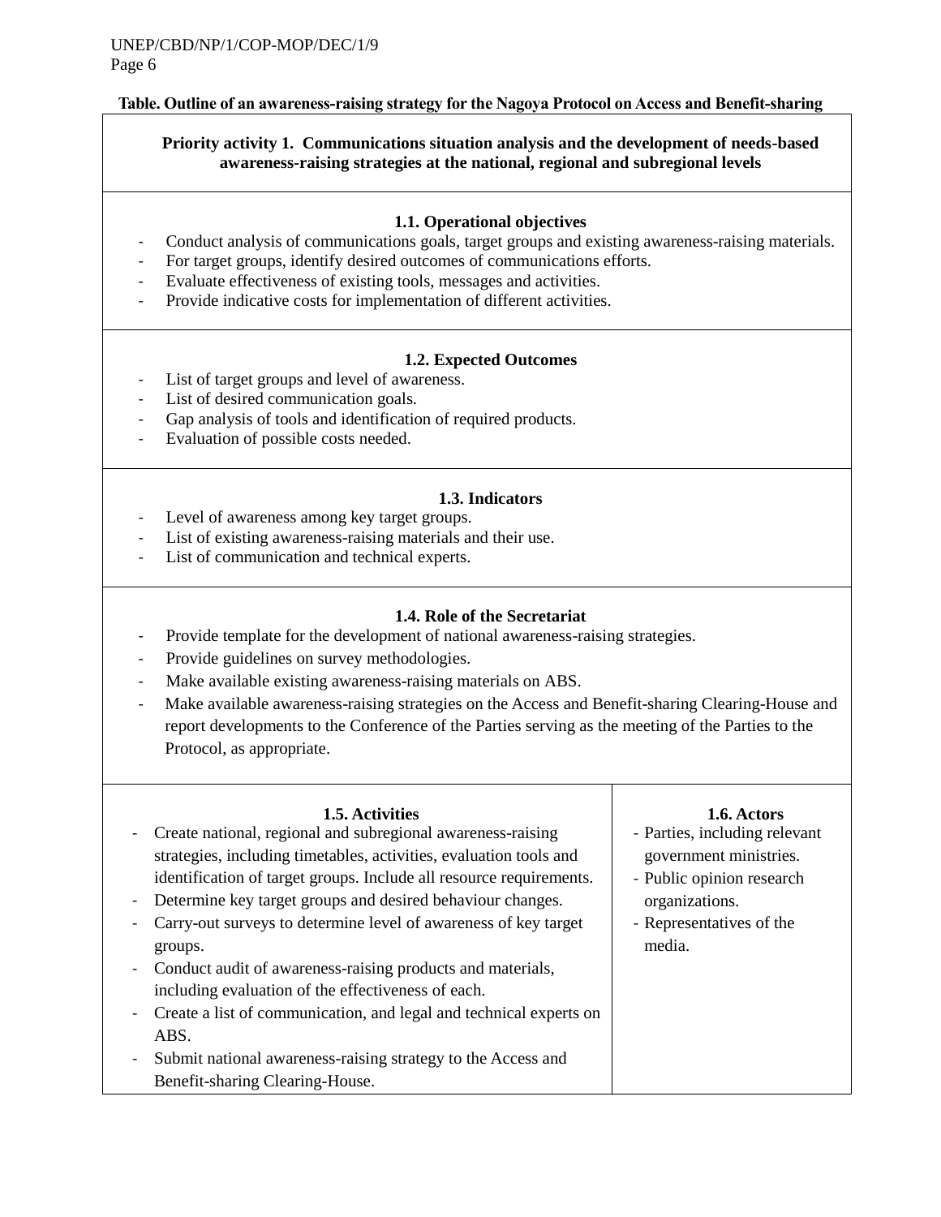**Table. Outline of an awareness-raising strategy for the Nagoya Protocol on Access and Benefit-sharing**

**Priority activity 1. Communications situation analysis and the development of needs-based awareness-raising strategies at the national, regional and subregional levels**

**1.1. Operational objectives**

- Conduct analysis of communications goals, target groups and existing awareness-raising materials.
- For target groups, identify desired outcomes of communications efforts.
- Evaluate effectiveness of existing tools, messages and activities.
- Provide indicative costs for implementation of different activities.

**1.2. Expected Outcomes**

- List of target groups and level of awareness.
- List of desired communication goals.
- Gap analysis of tools and identification of required products.
- Evaluation of possible costs needed.

**1.3. Indicators**

- Level of awareness among key target groups.
- List of existing awareness-raising materials and their use.
- List of communication and technical experts.

**1.4. Role of the Secretariat**

- Provide template for the development of national awareness-raising strategies.
- Provide guidelines on survey methodologies.
- Make available existing awareness-raising materials on ABS.
- Make available awareness-raising strategies on the Access and Benefit-sharing Clearing-House and report developments to the Conference of the Parties serving as the meeting of the Parties to the Protocol, as appropriate.

| 1.5. Activities | 1.6. Actors |
|---|---|
| - Create national, regional and subregional awareness-raising strategies, including timetables, activities, evaluation tools and identification of target groups. Include all resource requirements.<br>- Determine key target groups and desired behaviour changes.<br>- Carry-out surveys to determine level of awareness of key target groups.<br>- Conduct audit of awareness-raising products and materials, including evaluation of the effectiveness of each.<br>- Create a list of communication, and legal and technical experts on ABS.<br>- Submit national awareness-raising strategy to the Access and Benefit-sharing Clearing-House. | - Parties, including relevant government ministries.<br>- Public opinion research organizations.<br>- Representatives of the media. |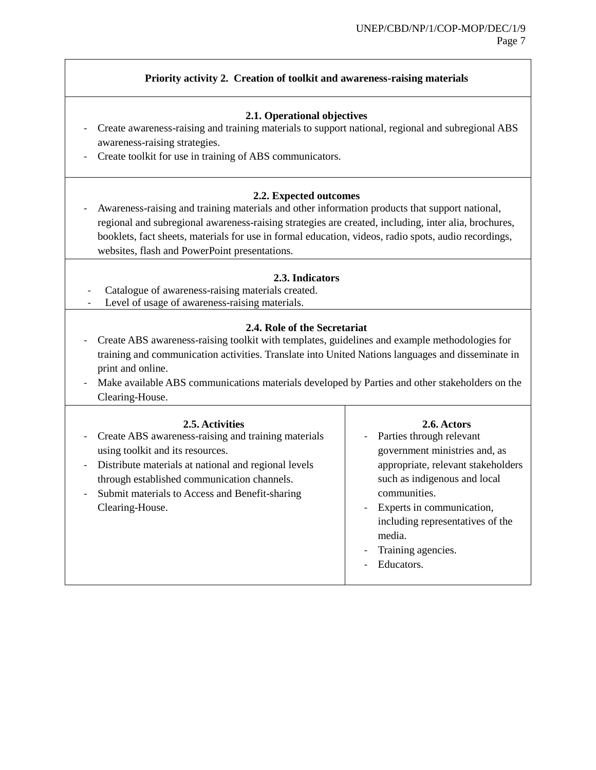**Priority activity 2. Creation of toolkit and awareness-raising materials**

**2.1. Operational objectives**

- Create awareness-raising and training materials to support national, regional and subregional ABS awareness-raising strategies.
- Create toolkit for use in training of ABS communicators.

**2.2. Expected outcomes**

- Awareness-raising and training materials and other information products that support national, regional and subregional awareness-raising strategies are created, including, inter alia, brochures, booklets, fact sheets, materials for use in formal education, videos, radio spots, audio recordings, websites, flash and PowerPoint presentations.

**2.3. Indicators**

- Catalogue of awareness-raising materials created.
- Level of usage of awareness-raising materials.

**2.4. Role of the Secretariat**

- Create ABS awareness-raising toolkit with templates, guidelines and example methodologies for training and communication activities. Translate into United Nations languages and disseminate in print and online.
- Make available ABS communications materials developed by Parties and other stakeholders on the Clearing-House.

| 2.5. Activities | 2.6. Actors |
|---|---|
| - Create ABS awareness-raising and training materials using toolkit and its resources.<br>- Distribute materials at national and regional levels through established communication channels.<br>- Submit materials to Access and Benefit-sharing Clearing-House. | - Parties through relevant government ministries and, as appropriate, relevant stakeholders such as indigenous and local communities.<br>- Experts in communication, including representatives of the media.<br>- Training agencies.<br>- Educators. |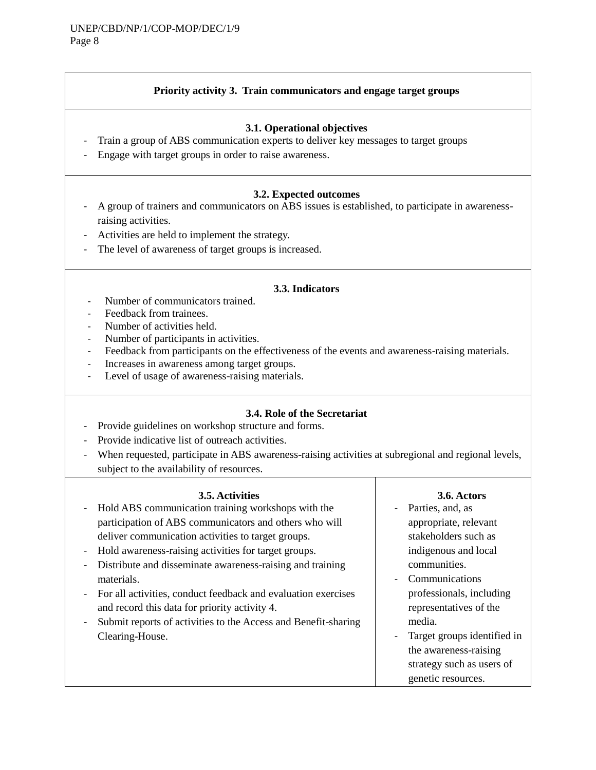**Priority activity 3. Train communicators and engage target groups**

**3.1. Operational objectives**

- Train a group of ABS communication experts to deliver key messages to target groups
- Engage with target groups in order to raise awareness.

**3.2. Expected outcomes**

- A group of trainers and communicators on ABS issues is established, to participate in awareness-raising activities.
- Activities are held to implement the strategy.
- The level of awareness of target groups is increased.

**3.3. Indicators**

- Number of communicators trained.
- Feedback from trainees.
- Number of activities held.
- Number of participants in activities.
- Feedback from participants on the effectiveness of the events and awareness-raising materials.
- Increases in awareness among target groups.
- Level of usage of awareness-raising materials.

**3.4. Role of the Secretariat**

- Provide guidelines on workshop structure and forms.
- Provide indicative list of outreach activities.
- When requested, participate in ABS awareness-raising activities at subregional and regional levels, subject to the availability of resources.

| **3.5. Activities** | **3.6. Actors** |
|---|---|
| - Hold ABS communication training workshops with the participation of ABS communicators and others who will deliver communication activities to target groups.<br>- Hold awareness-raising activities for target groups.<br>- Distribute and disseminate awareness-raising and training materials.<br>- For all activities, conduct feedback and evaluation exercises and record this data for priority activity 4.<br>- Submit reports of activities to the Access and Benefit-sharing Clearing-House. | - Parties, and, as appropriate, relevant stakeholders such as indigenous and local communities.<br>- Communications professionals, including representatives of the media.<br>- Target groups identified in the awareness-raising strategy such as users of genetic resources. |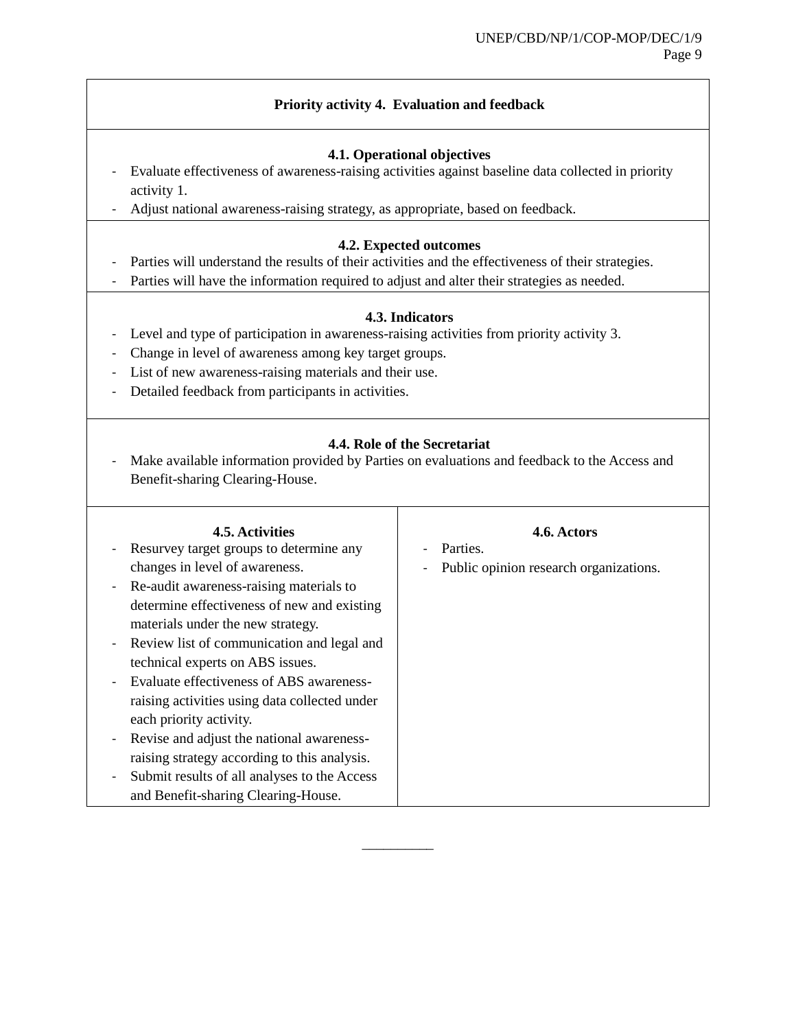**Priority activity 4. Evaluation and feedback**

**4.1. Operational objectives**

- Evaluate effectiveness of awareness-raising activities against baseline data collected in priority activity 1.
- Adjust national awareness-raising strategy, as appropriate, based on feedback.

**4.2. Expected outcomes**

- Parties will understand the results of their activities and the effectiveness of their strategies.
- Parties will have the information required to adjust and alter their strategies as needed.

**4.3. Indicators**

- Level and type of participation in awareness-raising activities from priority activity 3.
- Change in level of awareness among key target groups.
- List of new awareness-raising materials and their use.
- Detailed feedback from participants in activities.

**4.4. Role of the Secretariat**

- Make available information provided by Parties on evaluations and feedback to the Access and Benefit-sharing Clearing-House.

| **4.5. Activities** | **4.6. Actors** |
|---|---|
| - Resurvey target groups to determine any changes in level of awareness.<br>- Re-audit awareness-raising materials to determine effectiveness of new and existing materials under the new strategy.<br>- Review list of communication and legal and technical experts on ABS issues.<br>- Evaluate effectiveness of ABS awareness-raising activities using data collected under each priority activity.<br>- Revise and adjust the national awareness-raising strategy according to this analysis.<br>- Submit results of all analyses to the Access and Benefit-sharing Clearing-House. | - Parties.<br>- Public opinion research organizations. |

__________